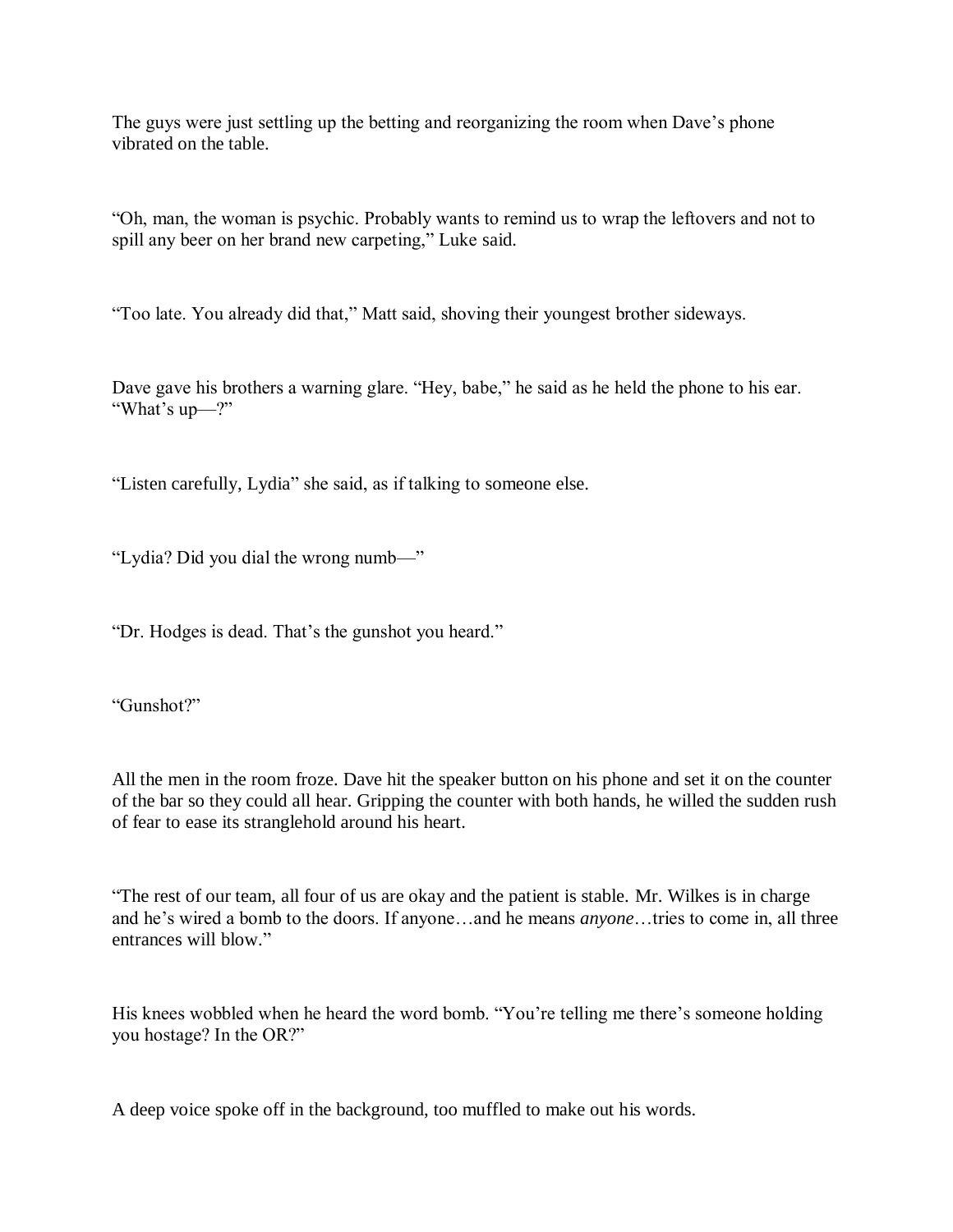The guys were just settling up the betting and reorganizing the room when Dave's phone vibrated on the table.

"Oh, man, the woman is psychic. Probably wants to remind us to wrap the leftovers and not to spill any beer on her brand new carpeting," Luke said.

"Too late. You already did that," Matt said, shoving their youngest brother sideways.

Dave gave his brothers a warning glare. "Hey, babe," he said as he held the phone to his ear. "What's up—?"

"Listen carefully, Lydia" she said, as if talking to someone else.

"Lydia? Did you dial the wrong numb—"

"Dr. Hodges is dead. That's the gunshot you heard."

"Gunshot?"

All the men in the room froze. Dave hit the speaker button on his phone and set it on the counter of the bar so they could all hear. Gripping the counter with both hands, he willed the sudden rush of fear to ease its stranglehold around his heart.

"The rest of our team, all four of us are okay and the patient is stable. Mr. Wilkes is in charge and he's wired a bomb to the doors. If anyone…and he means *anyone*…tries to come in, all three entrances will blow."

His knees wobbled when he heard the word bomb. "You're telling me there's someone holding you hostage? In the OR?"

A deep voice spoke off in the background, too muffled to make out his words.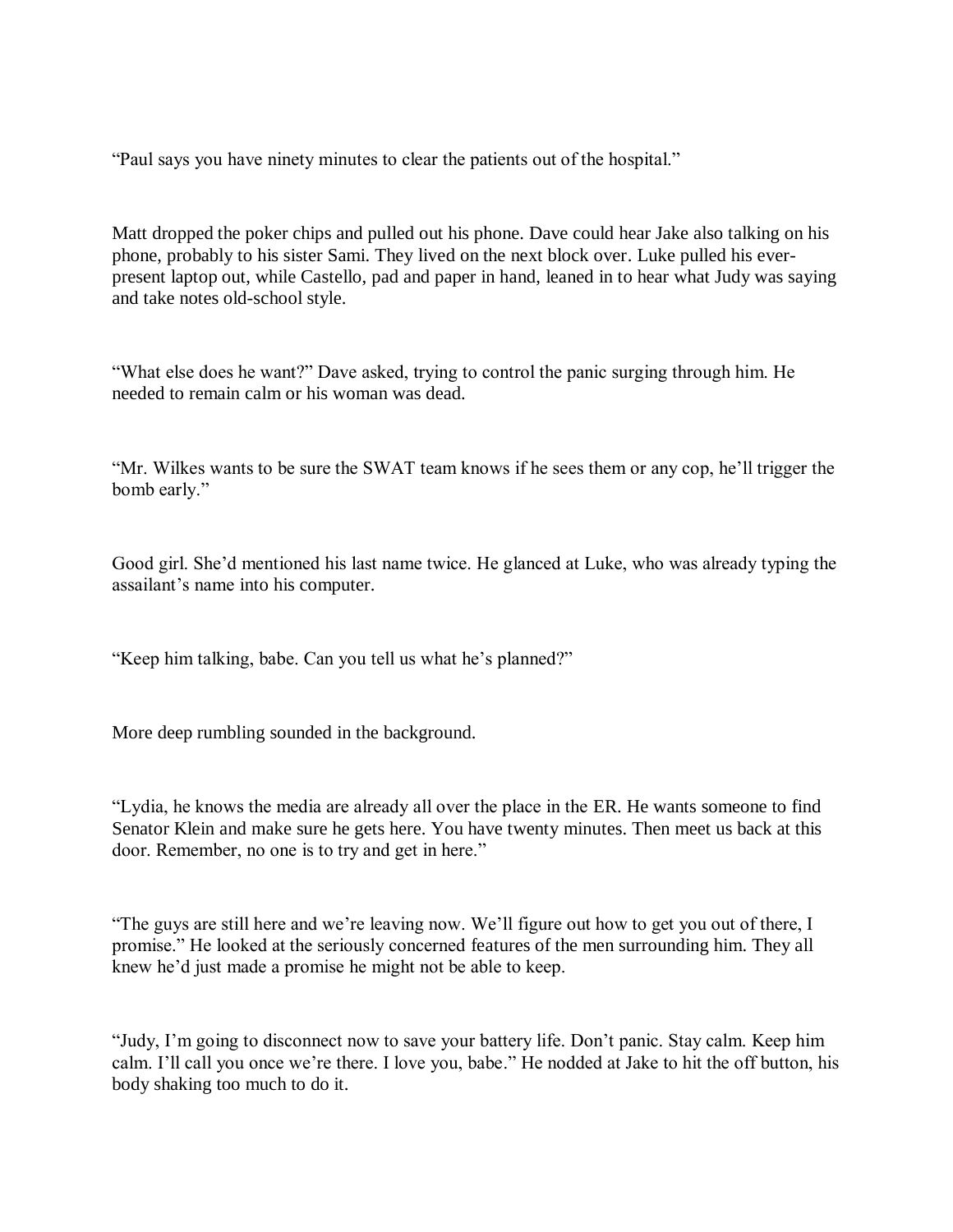"Paul says you have ninety minutes to clear the patients out of the hospital."

Matt dropped the poker chips and pulled out his phone. Dave could hear Jake also talking on his phone, probably to his sister Sami. They lived on the next block over. Luke pulled his ever-present laptop out, while Castello, pad and paper in hand, leaned in to hear what Judy was saying and take notes old-school style.

"What else does he want?" Dave asked, trying to control the panic surging through him. He needed to remain calm or his woman was dead.

"Mr. Wilkes wants to be sure the SWAT team knows if he sees them or any cop, he'll trigger the bomb early."

Good girl. She'd mentioned his last name twice. He glanced at Luke, who was already typing the assailant's name into his computer.

"Keep him talking, babe. Can you tell us what he's planned?"

More deep rumbling sounded in the background.

"Lydia, he knows the media are already all over the place in the ER. He wants someone to find Senator Klein and make sure he gets here. You have twenty minutes. Then meet us back at this door. Remember, no one is to try and get in here."

"The guys are still here and we're leaving now. We'll figure out how to get you out of there, I promise." He looked at the seriously concerned features of the men surrounding him. They all knew he'd just made a promise he might not be able to keep.

"Judy, I'm going to disconnect now to save your battery life. Don't panic. Stay calm. Keep him calm. I'll call you once we're there. I love you, babe." He nodded at Jake to hit the off button, his body shaking too much to do it.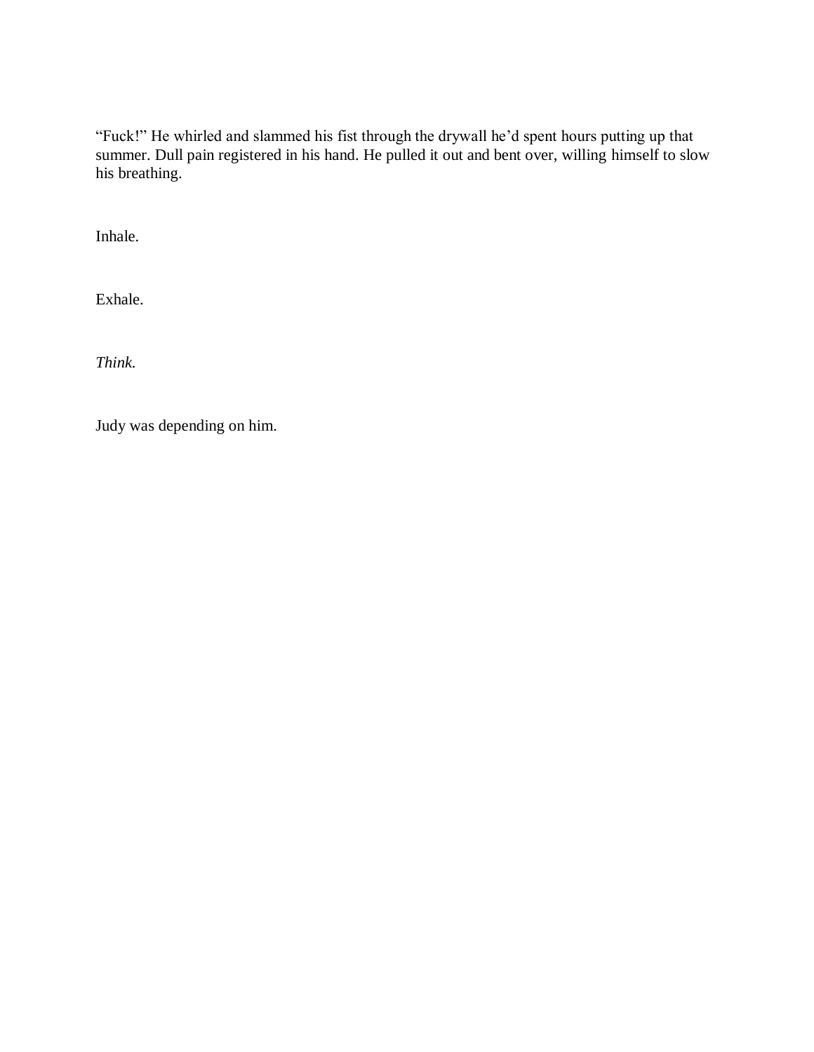“Fuck!” He whirled and slammed his fist through the drywall he’d spent hours putting up that summer. Dull pain registered in his hand. He pulled it out and bent over, willing himself to slow his breathing.

Inhale.

Exhale.

*Think.*

Judy was depending on him.